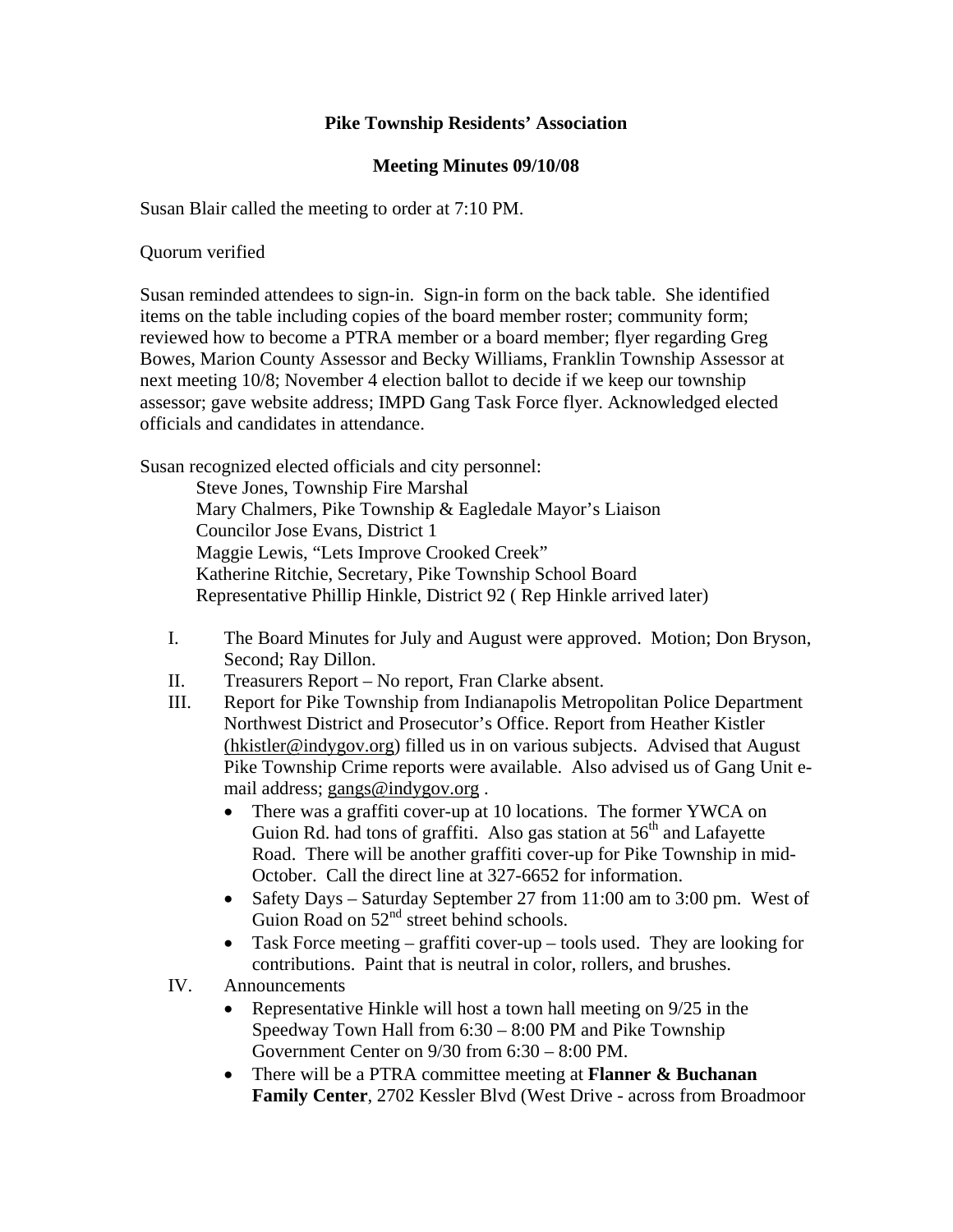**Pike Township Residents' Association**

**Meeting Minutes 09/10/08**

Susan Blair called the meeting to order at 7:10 PM.

Quorum verified

Susan reminded attendees to sign-in. Sign-in form on the back table. She identified items on the table including copies of the board member roster; community form; reviewed how to become a PTRA member or a board member; flyer regarding Greg Bowes, Marion County Assessor and Becky Williams, Franklin Township Assessor at next meeting 10/8; November 4 election ballot to decide if we keep our township assessor; gave website address; IMPD Gang Task Force flyer. Acknowledged elected officials and candidates in attendance.

Susan recognized elected officials and city personnel:

Steve Jones, Township Fire Marshal
Mary Chalmers, Pike Township & Eagledale Mayor's Liaison
Councilor Jose Evans, District 1
Maggie Lewis, "Lets Improve Crooked Creek"
Katherine Ritchie, Secretary, Pike Township School Board
Representative Phillip Hinkle, District 92 ( Rep Hinkle arrived later)

I. The Board Minutes for July and August were approved. Motion; Don Bryson, Second; Ray Dillon.
II. Treasurers Report – No report, Fran Clarke absent.
III. Report for Pike Township from Indianapolis Metropolitan Police Department Northwest District and Prosecutor's Office. Report from Heather Kistler (hkistler@indygov.org) filled us in on various subjects. Advised that August Pike Township Crime reports were available. Also advised us of Gang Unit e-mail address; gangs@indygov.org .
    - There was a graffiti cover-up at 10 locations. The former YWCA on Guion Rd. had tons of graffiti. Also gas station at 56th and Lafayette Road. There will be another graffiti cover-up for Pike Township in mid-October. Call the direct line at 327-6652 for information.
    - Safety Days – Saturday September 27 from 11:00 am to 3:00 pm. West of Guion Road on 52nd street behind schools.
    - Task Force meeting – graffiti cover-up – tools used. They are looking for contributions. Paint that is neutral in color, rollers, and brushes.
IV. Announcements
    - Representative Hinkle will host a town hall meeting on 9/25 in the Speedway Town Hall from 6:30 – 8:00 PM and Pike Township Government Center on 9/30 from 6:30 – 8:00 PM.
    - There will be a PTRA committee meeting at **Flanner & Buchanan Family Center**, 2702 Kessler Blvd (West Drive - across from Broadmoor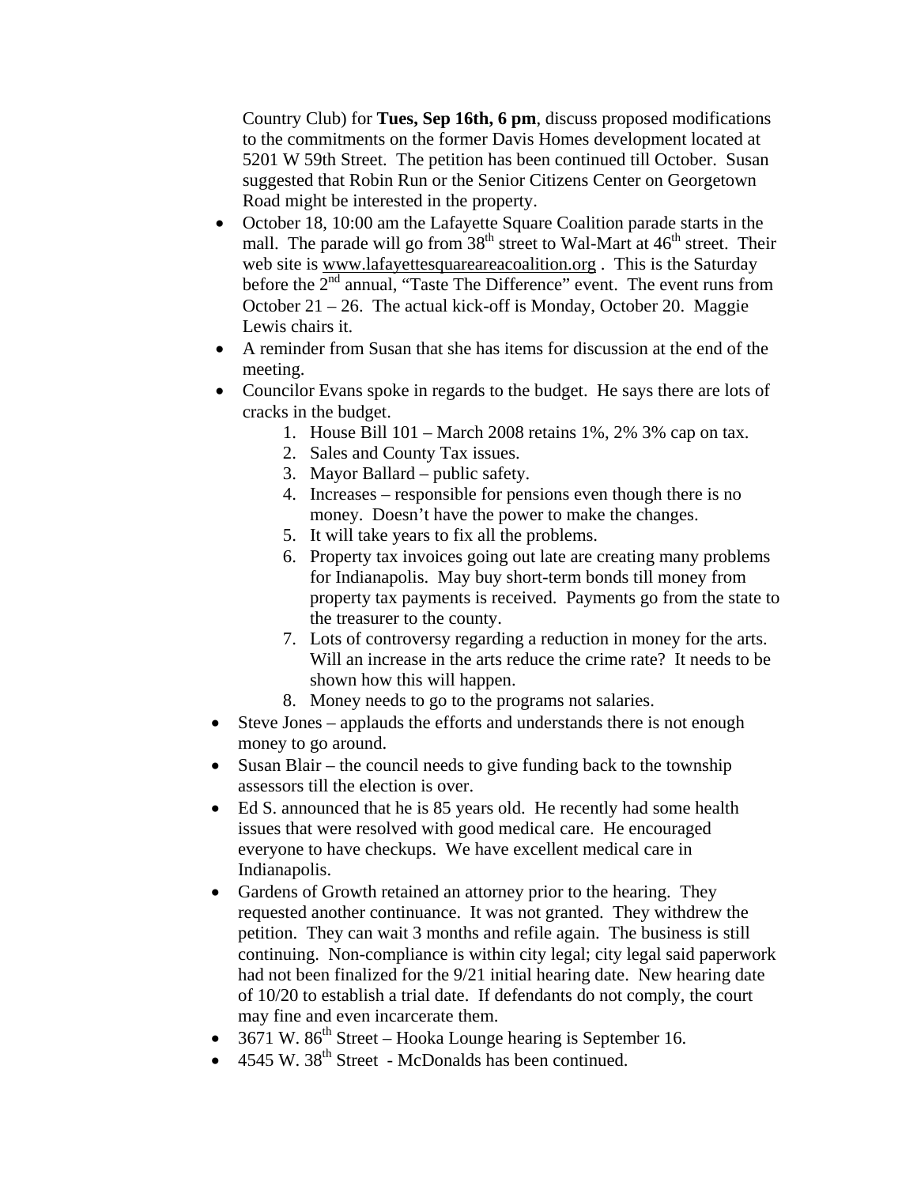Country Club) for **Tues, Sep 16th, 6 pm**, discuss proposed modifications to the commitments on the former Davis Homes development located at 5201 W 59th Street. The petition has been continued till October. Susan suggested that Robin Run or the Senior Citizens Center on Georgetown Road might be interested in the property.

- October 18, 10:00 am the Lafayette Square Coalition parade starts in the mall. The parade will go from 38th street to Wal-Mart at 46th street. Their web site is www.lafayettesquareareacoalition.org . This is the Saturday before the 2nd annual, "Taste The Difference" event. The event runs from October 21 – 26. The actual kick-off is Monday, October 20. Maggie Lewis chairs it.
- A reminder from Susan that she has items for discussion at the end of the meeting.
- Councilor Evans spoke in regards to the budget. He says there are lots of cracks in the budget.
    1. House Bill 101 – March 2008 retains 1%, 2% 3% cap on tax.
    2. Sales and County Tax issues.
    3. Mayor Ballard – public safety.
    4. Increases – responsible for pensions even though there is no money. Doesn't have the power to make the changes.
    5. It will take years to fix all the problems.
    6. Property tax invoices going out late are creating many problems for Indianapolis. May buy short-term bonds till money from property tax payments is received. Payments go from the state to the treasurer to the county.
    7. Lots of controversy regarding a reduction in money for the arts. Will an increase in the arts reduce the crime rate? It needs to be shown how this will happen.
    8. Money needs to go to the programs not salaries.
- Steve Jones – applauds the efforts and understands there is not enough money to go around.
- Susan Blair – the council needs to give funding back to the township assessors till the election is over.
- Ed S. announced that he is 85 years old. He recently had some health issues that were resolved with good medical care. He encouraged everyone to have checkups. We have excellent medical care in Indianapolis.
- Gardens of Growth retained an attorney prior to the hearing. They requested another continuance. It was not granted. They withdrew the petition. They can wait 3 months and refile again. The business is still continuing. Non-compliance is within city legal; city legal said paperwork had not been finalized for the 9/21 initial hearing date. New hearing date of 10/20 to establish a trial date. If defendants do not comply, the court may fine and even incarcerate them.
- 3671 W. 86th Street – Hooka Lounge hearing is September 16.
- 4545 W. 38th Street - McDonalds has been continued.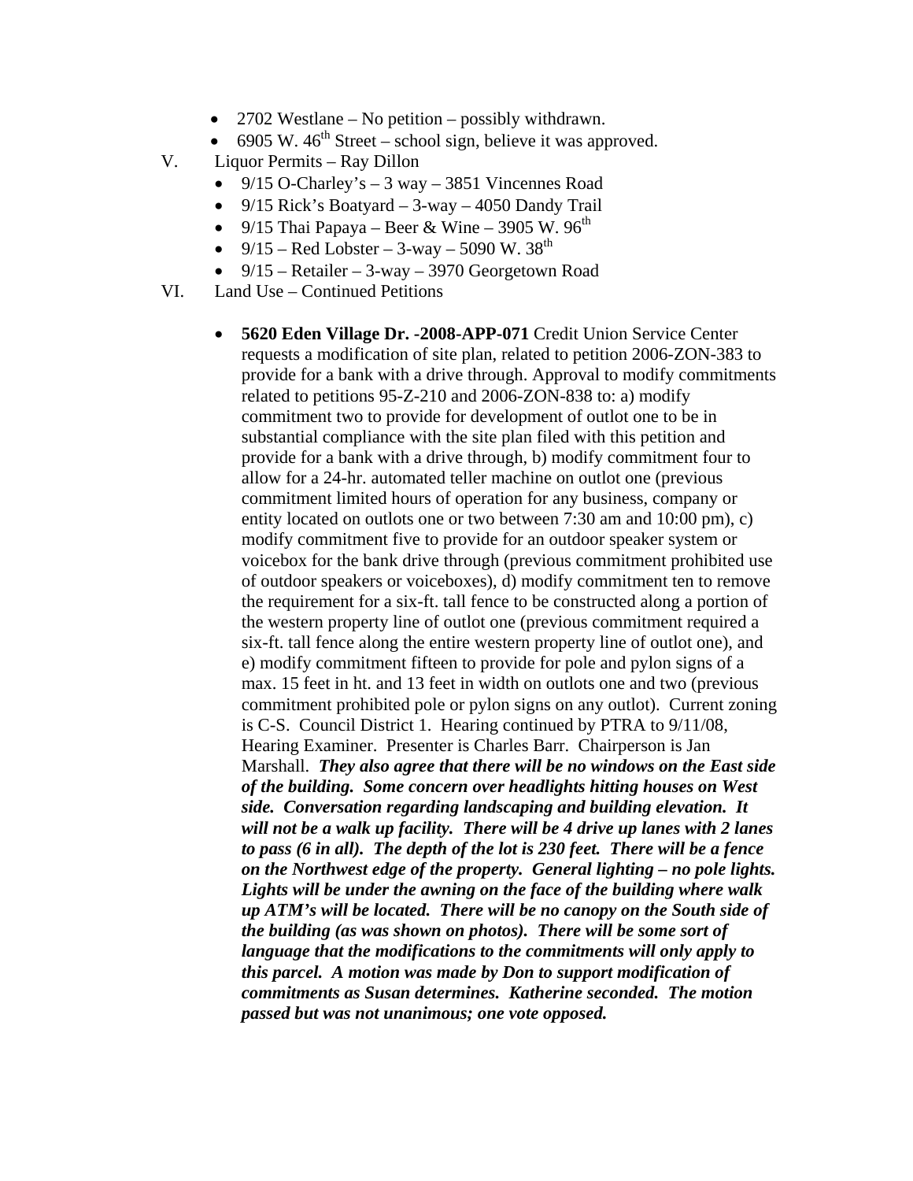- 2702 Westlane – No petition – possibly withdrawn.
- 6905 W. 46th Street – school sign, believe it was approved.

V. Liquor Permits – Ray Dillon

- 9/15 O-Charley's – 3 way – 3851 Vincennes Road
- 9/15 Rick's Boatyard – 3-way – 4050 Dandy Trail
- 9/15 Thai Papaya – Beer & Wine – 3905 W. 96th
- 9/15 – Red Lobster – 3-way – 5090 W. 38th
- 9/15 – Retailer – 3-way – 3970 Georgetown Road

VI. Land Use – Continued Petitions

- **5620 Eden Village Dr. -2008-APP-071** Credit Union Service Center requests a modification of site plan, related to petition 2006-ZON-383 to provide for a bank with a drive through. Approval to modify commitments related to petitions 95-Z-210 and 2006-ZON-838 to: a) modify commitment two to provide for development of outlot one to be in substantial compliance with the site plan filed with this petition and provide for a bank with a drive through, b) modify commitment four to allow for a 24-hr. automated teller machine on outlot one (previous commitment limited hours of operation for any business, company or entity located on outlots one or two between 7:30 am and 10:00 pm), c) modify commitment five to provide for an outdoor speaker system or voicebox for the bank drive through (previous commitment prohibited use of outdoor speakers or voiceboxes), d) modify commitment ten to remove the requirement for a six-ft. tall fence to be constructed along a portion of the western property line of outlot one (previous commitment required a six-ft. tall fence along the entire western property line of outlot one), and e) modify commitment fifteen to provide for pole and pylon signs of a max. 15 feet in ht. and 13 feet in width on outlots one and two (previous commitment prohibited pole or pylon signs on any outlot). Current zoning is C-S. Council District 1. Hearing continued by PTRA to 9/11/08, Hearing Examiner. Presenter is Charles Barr. Chairperson is Jan Marshall. ***They also agree that there will be no windows on the East side of the building. Some concern over headlights hitting houses on West side. Conversation regarding landscaping and building elevation. It will not be a walk up facility. There will be 4 drive up lanes with 2 lanes to pass (6 in all). The depth of the lot is 230 feet. There will be a fence on the Northwest edge of the property. General lighting – no pole lights. Lights will be under the awning on the face of the building where walk up ATM's will be located. There will be no canopy on the South side of the building (as was shown on photos). There will be some sort of language that the modifications to the commitments will only apply to this parcel. A motion was made by Don to support modification of commitments as Susan determines. Katherine seconded. The motion passed but was not unanimous; one vote opposed.***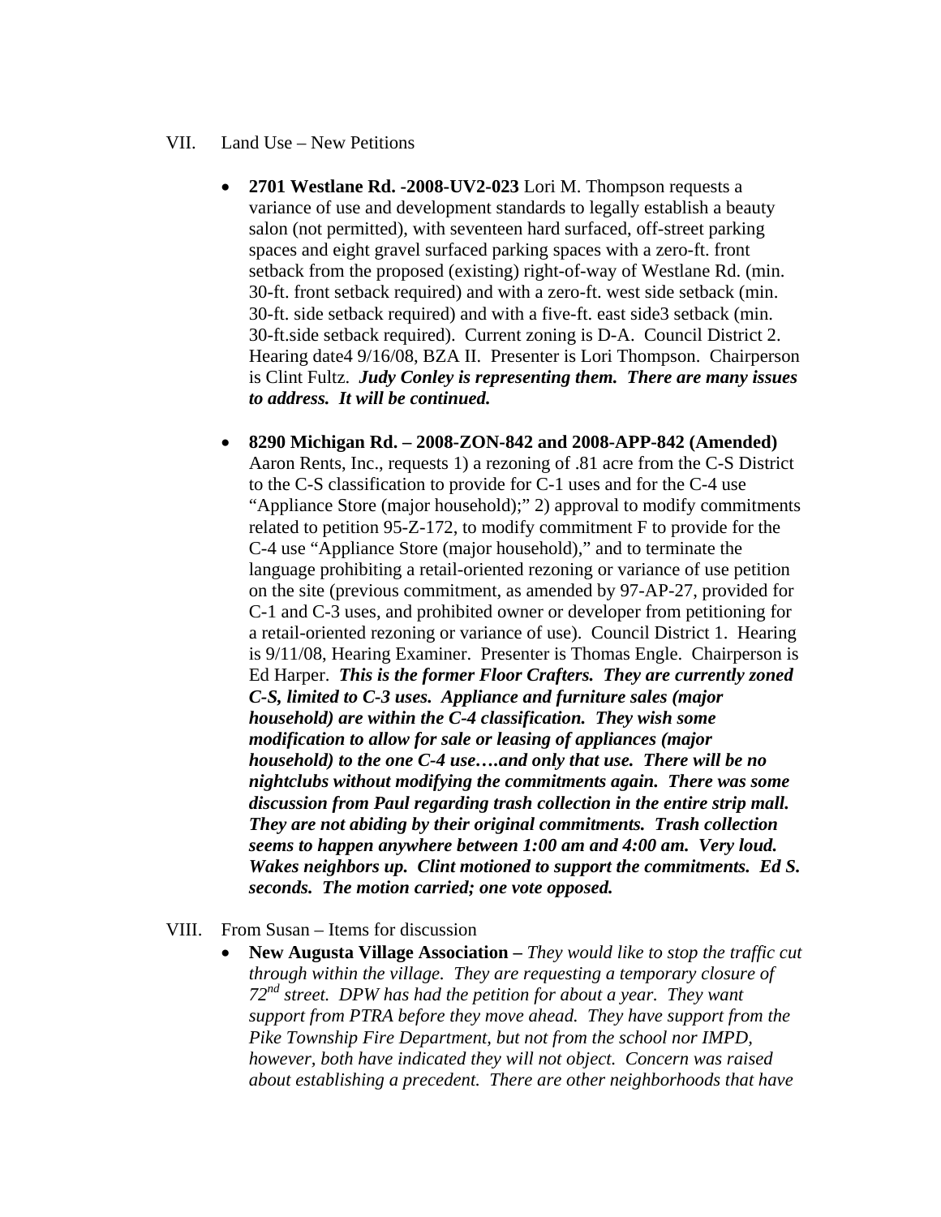VII. Land Use – New Petitions

- **2701 Westlane Rd. -2008-UV2-023** Lori M. Thompson requests a variance of use and development standards to legally establish a beauty salon (not permitted), with seventeen hard surfaced, off-street parking spaces and eight gravel surfaced parking spaces with a zero-ft. front setback from the proposed (existing) right-of-way of Westlane Rd. (min. 30-ft. front setback required) and with a zero-ft. west side setback (min. 30-ft. side setback required) and with a five-ft. east side3 setback (min. 30-ft.side setback required). Current zoning is D-A. Council District 2. Hearing date4 9/16/08, BZA II. Presenter is Lori Thompson. Chairperson is Clint Fultz. ***Judy Conley is representing them. There are many issues to address. It will be continued.***

- **8290 Michigan Rd. – 2008-ZON-842 and 2008-APP-842 (Amended)** Aaron Rents, Inc., requests 1) a rezoning of .81 acre from the C-S District to the C-S classification to provide for C-1 uses and for the C-4 use "Appliance Store (major household);" 2) approval to modify commitments related to petition 95-Z-172, to modify commitment F to provide for the C-4 use "Appliance Store (major household)," and to terminate the language prohibiting a retail-oriented rezoning or variance of use petition on the site (previous commitment, as amended by 97-AP-27, provided for C-1 and C-3 uses, and prohibited owner or developer from petitioning for a retail-oriented rezoning or variance of use). Council District 1. Hearing is 9/11/08, Hearing Examiner. Presenter is Thomas Engle. Chairperson is Ed Harper. ***This is the former Floor Crafters. They are currently zoned C-S, limited to C-3 uses. Appliance and furniture sales (major household) are within the C-4 classification. They wish some modification to allow for sale or leasing of appliances (major household) to the one C-4 use….and only that use. There will be no nightclubs without modifying the commitments again. There was some discussion from Paul regarding trash collection in the entire strip mall. They are not abiding by their original commitments. Trash collection seems to happen anywhere between 1:00 am and 4:00 am. Very loud. Wakes neighbors up. Clint motioned to support the commitments. Ed S. seconds. The motion carried; one vote opposed.***

VIII. From Susan – Items for discussion

- **New Augusta Village Association –** *They would like to stop the traffic cut through within the village. They are requesting a temporary closure of 72nd street. DPW has had the petition for about a year. They want support from PTRA before they move ahead. They have support from the Pike Township Fire Department, but not from the school nor IMPD, however, both have indicated they will not object. Concern was raised about establishing a precedent. There are other neighborhoods that have*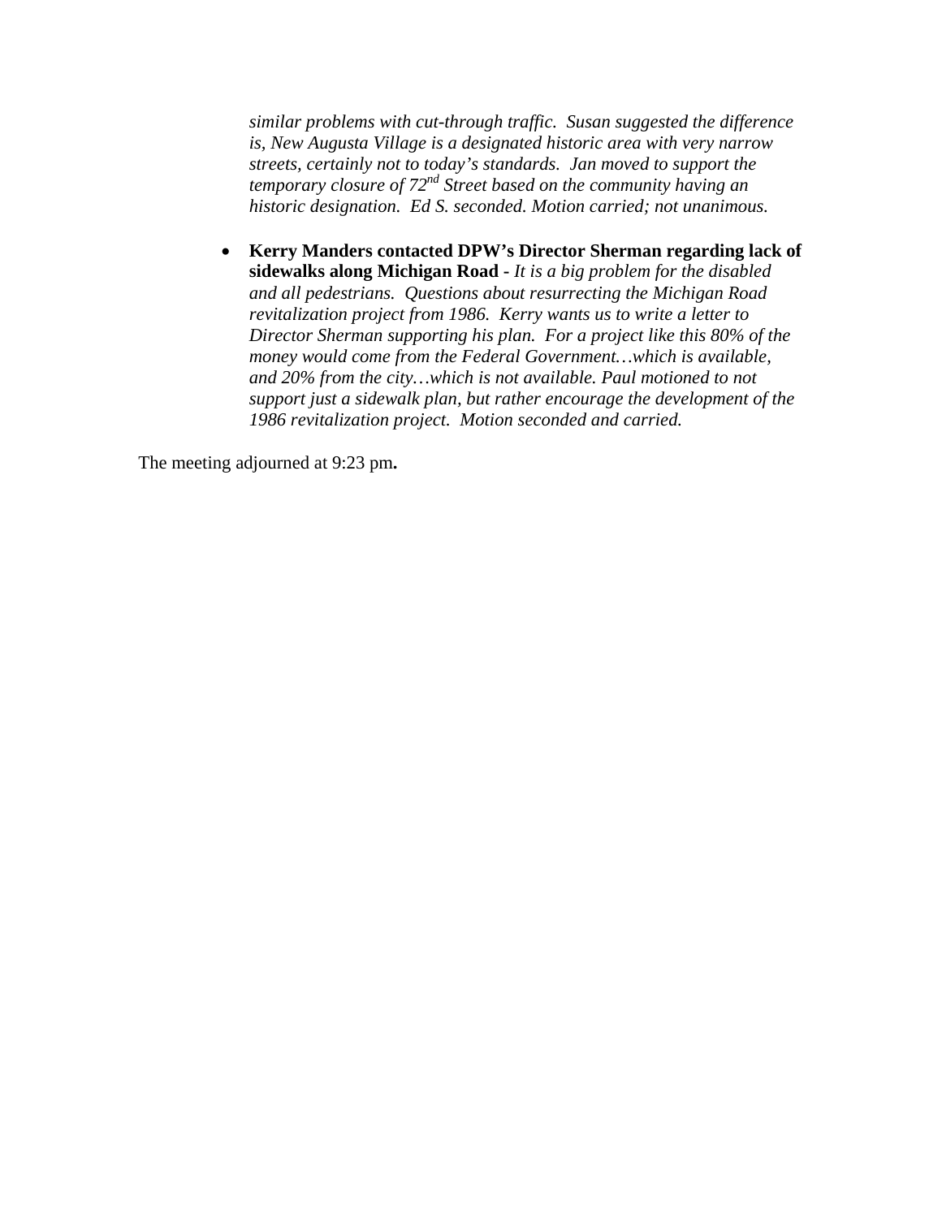*similar problems with cut-through traffic. Susan suggested the difference is, New Augusta Village is a designated historic area with very narrow streets, certainly not to today's standards. Jan moved to support the temporary closure of 72nd Street based on the community having an historic designation. Ed S. seconded. Motion carried; not unanimous.*

- **Kerry Manders contacted DPW's Director Sherman regarding lack of sidewalks along Michigan Road -** *It is a big problem for the disabled and all pedestrians. Questions about resurrecting the Michigan Road revitalization project from 1986. Kerry wants us to write a letter to Director Sherman supporting his plan. For a project like this 80% of the money would come from the Federal Government…which is available, and 20% from the city…which is not available. Paul motioned to not support just a sidewalk plan, but rather encourage the development of the 1986 revitalization project. Motion seconded and carried.*

The meeting adjourned at 9:23 pm**.**